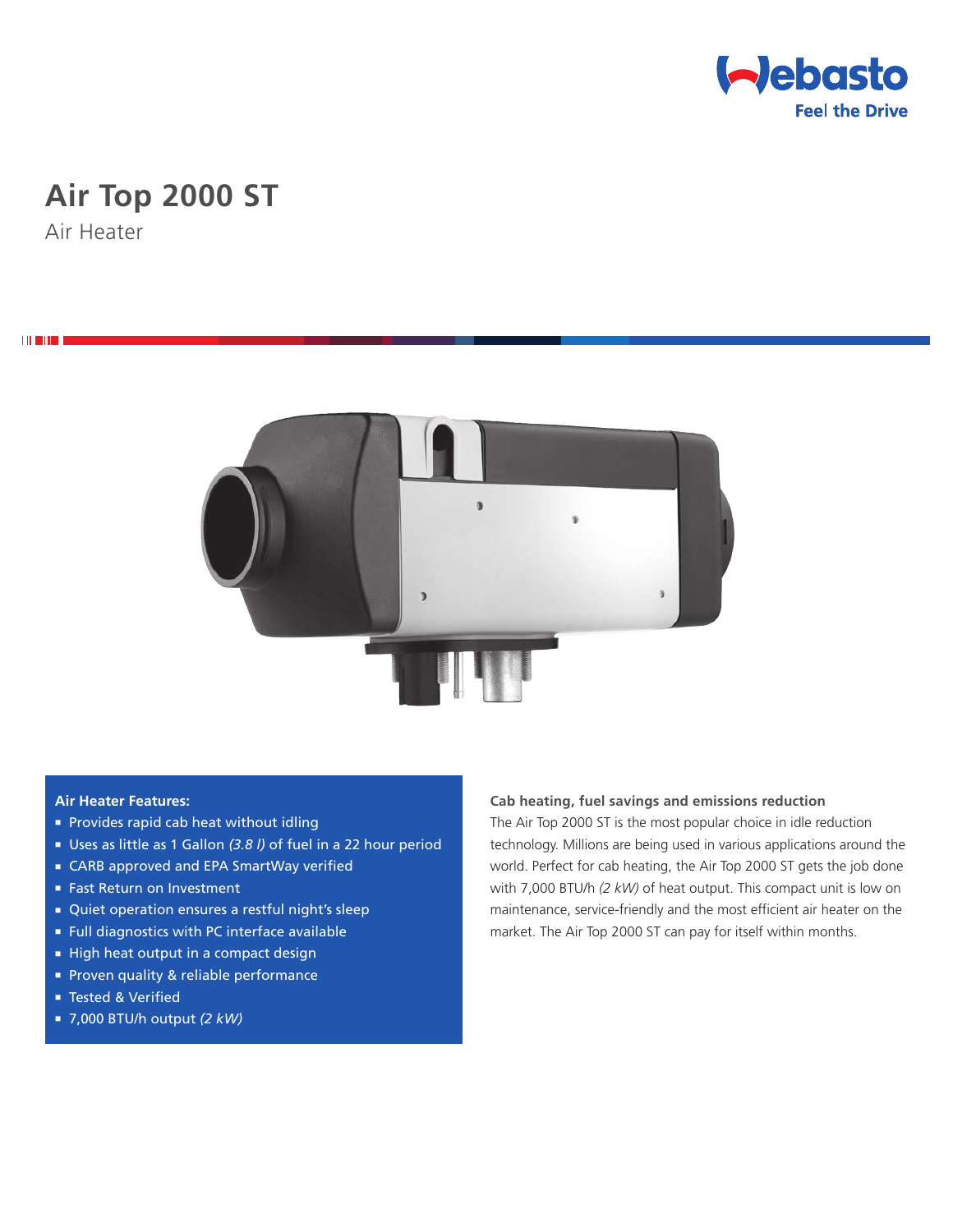Webasto
Feel the Drive

# Air Top 2000 ST

## Air Heater

**Air Heater Features:**

- Provides rapid cab heat without idling
- Uses as little as 1 Gallon *(3.8 l)* of fuel in a 22 hour period
- CARB approved and EPA SmartWay verified
- Fast Return on Investment
- Quiet operation ensures a restful night's sleep
- Full diagnostics with PC interface available
- High heat output in a compact design
- Proven quality & reliable performance
- Tested & Verified
- 7,000 BTU/h output *(2 kW)*

**Cab heating, fuel savings and emissions reduction**

The Air Top 2000 ST is the most popular choice in idle reduction technology. Millions are being used in various applications around the world. Perfect for cab heating, the Air Top 2000 ST gets the job done with 7,000 BTU/h *(2 kW)* of heat output. This compact unit is low on maintenance, service-friendly and the most efficient air heater on the market. The Air Top 2000 ST can pay for itself within months.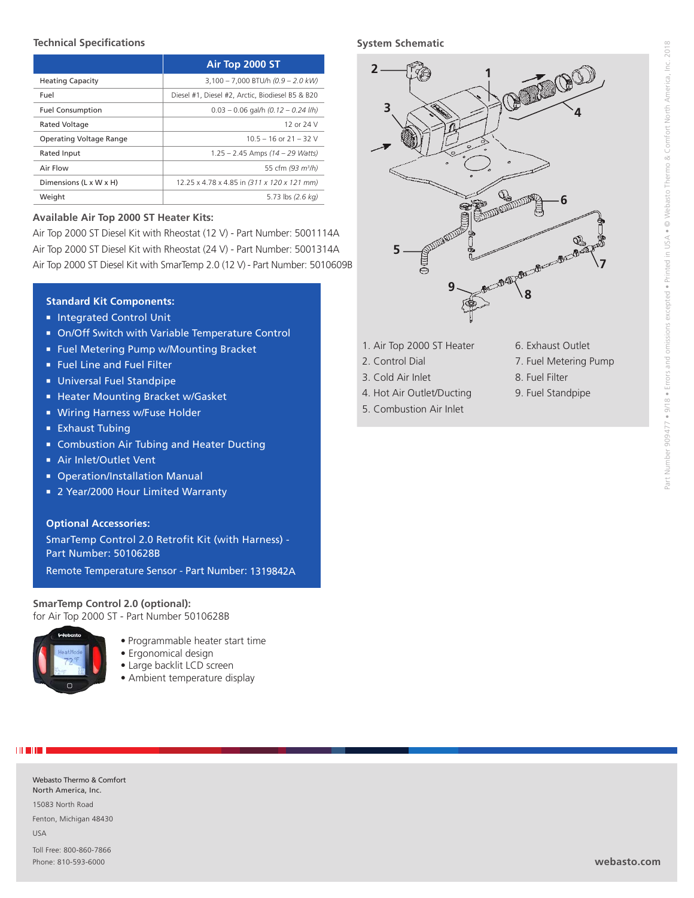## Technical Specifications

| | Air Top 2000 ST |
|---|---|
| Heating Capacity | 3,100 – 7,000 BTU/h *(0.9 – 2.0 kW)* |
| Fuel | Diesel #1, Diesel #2, Arctic, Biodiesel B5 & B20 |
| Fuel Consumption | 0.03 – 0.06 gal/h *(0.12 – 0.24 l/h)* |
| Rated Voltage | 12 or 24 V |
| Operating Voltage Range | 10.5 – 16 or 21 – 32 V |
| Rated Input | 1.25 – 2.45 Amps *(14 – 29 Watts)* |
| Air Flow | 55 cfm *(93 m³/h)* |
| Dimensions (L x W x H) | 12.25 x 4.78 x 4.85 in *(311 x 120 x 121 mm)* |
| Weight | 5.73 lbs *(2.6 kg)* |

### Available Air Top 2000 ST Heater Kits:

Air Top 2000 ST Diesel Kit with Rheostat (12 V) - Part Number: 5001114A
Air Top 2000 ST Diesel Kit with Rheostat (24 V) - Part Number: 5001314A
Air Top 2000 ST Diesel Kit with SmarTemp 2.0 (12 V) - Part Number: 5010609B

### Standard Kit Components:

- Integrated Control Unit
- On/Off Switch with Variable Temperature Control
- Fuel Metering Pump w/Mounting Bracket
- Fuel Line and Fuel Filter
- Universal Fuel Standpipe
- Heater Mounting Bracket w/Gasket
- Wiring Harness w/Fuse Holder
- Exhaust Tubing
- Combustion Air Tubing and Heater Ducting
- Air Inlet/Outlet Vent
- Operation/Installation Manual
- 2 Year/2000 Hour Limited Warranty

### Optional Accessories:

SmarTemp Control 2.0 Retrofit Kit (with Harness) - Part Number: 5010628B

Remote Temperature Sensor - Part Number: 1319842A

### SmarTemp Control 2.0 (optional):

for Air Top 2000 ST - Part Number 5010628B

- Programmable heater start time
- Ergonomical design
- Large backlit LCD screen
- Ambient temperature display

## System Schematic

1. Air Top 2000 ST Heater
2. Control Dial
3. Cold Air Inlet
4. Hot Air Outlet/Ducting
5. Combustion Air Inlet
6. Exhaust Outlet
7. Fuel Metering Pump
8. Fuel Filter
9. Fuel Standpipe

Part Number 909477 • 9/18 • Errors and omissions excepted • Printed in USA • © Webasto Thermo & Comfort North America, Inc. 2018

Webasto Thermo & Comfort North America, Inc.
15083 North Road
Fenton, Michigan 48430
USA
Toll Free: 800-860-7866
Phone: 810-593-6000

webasto.com